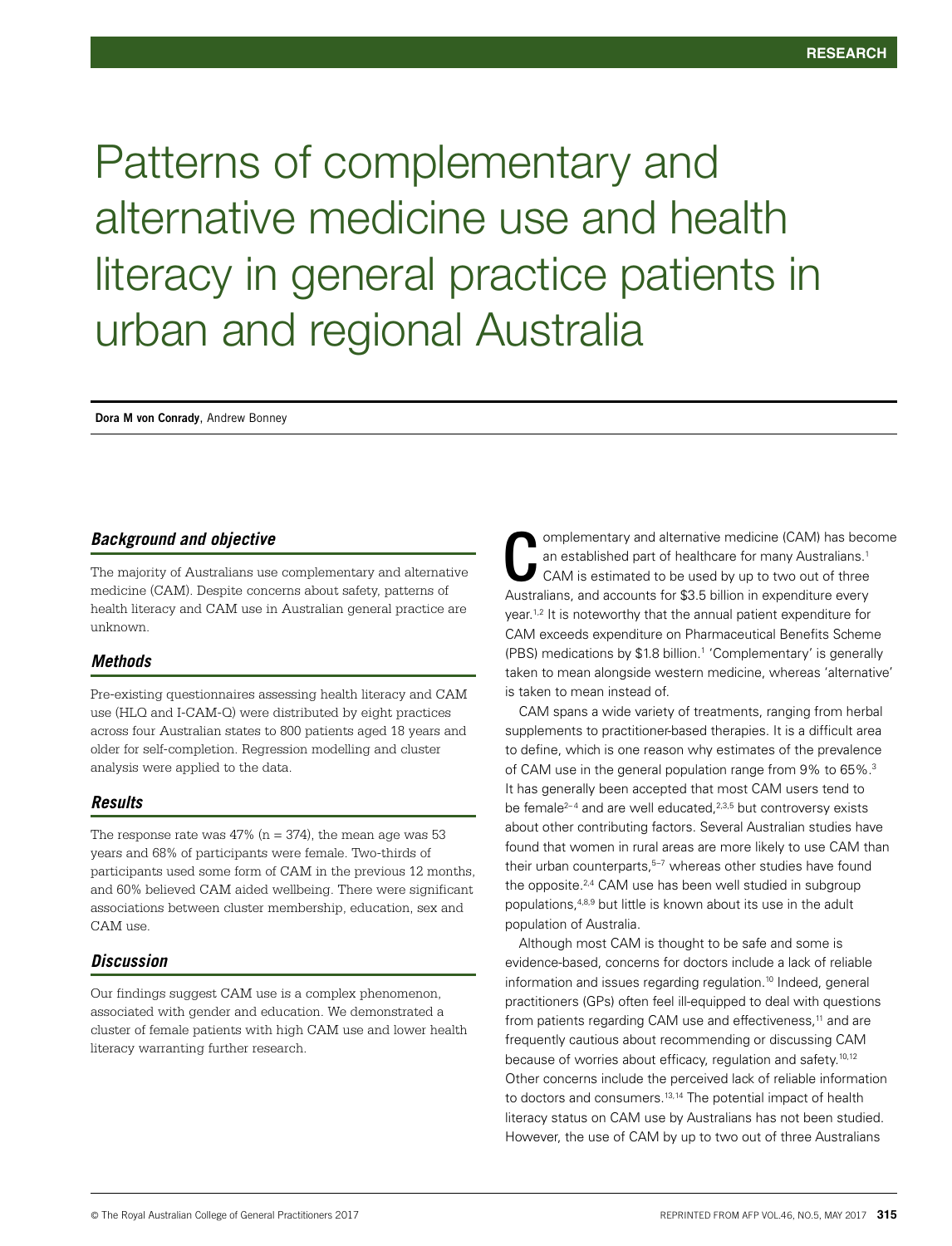# Patterns of complementary and alternative medicine use and health literacy in general practice patients in urban and regional Australia

**Dora M von Conrady**, Andrew Bonney

### *Background and objective*

The majority of Australians use complementary and alternative medicine (CAM). Despite concerns about safety, patterns of health literacy and CAM use in Australian general practice are unknown.

### *Methods*

Pre-existing questionnaires assessing health literacy and CAM use (HLQ and I-CAM-Q) were distributed by eight practices across four Australian states to 800 patients aged 18 years and older for self-completion. Regression modelling and cluster analysis were applied to the data.

### *Results*

The response rate was 47% (n = 374), the mean age was 53 years and 68% of participants were female. Two-thirds of participants used some form of CAM in the previous 12 months, and 60% believed CAM aided wellbeing. There were significant associations between cluster membership, education, sex and CAM use.

### *Discussion*

Our findings suggest CAM use is a complex phenomenon, associated with gender and education. We demonstrated a cluster of female patients with high CAM use and lower health literacy warranting further research.

Complementary and alternative medicine (CAM) has become an established part of healthcare for many Australians.[1] CAM is estimated to be used by up to two out of three Australians, and accounts for $3.5 billion in expenditure every year.[1,2] It is noteworthy that the annual patient expenditure for CAM exceeds expenditure on Pharmaceutical Benefits Scheme (PBS) medications by $1.8 billion.[1] 'Complementary' is generally taken to mean alongside western medicine, whereas 'alternative' is taken to mean instead of.

CAM spans a wide variety of treatments, ranging from herbal supplements to practitioner-based therapies. It is a difficult area to define, which is one reason why estimates of the prevalence of CAM use in the general population range from 9% to 65%.[3] It has generally been accepted that most CAM users tend to be female[2–4] and are well educated,[2,3,5] but controversy exists about other contributing factors. Several Australian studies have found that women in rural areas are more likely to use CAM than their urban counterparts,[5–7] whereas other studies have found the opposite.[2,4] CAM use has been well studied in subgroup populations,[4,8,9] but little is known about its use in the adult population of Australia.

Although most CAM is thought to be safe and some is evidence-based, concerns for doctors include a lack of reliable information and issues regarding regulation.[10] Indeed, general practitioners (GPs) often feel ill-equipped to deal with questions from patients regarding CAM use and effectiveness,[11] and are frequently cautious about recommending or discussing CAM because of worries about efficacy, regulation and safety.[10,12] Other concerns include the perceived lack of reliable information to doctors and consumers.[13,14] The potential impact of health literacy status on CAM use by Australians has not been studied. However, the use of CAM by up to two out of three Australians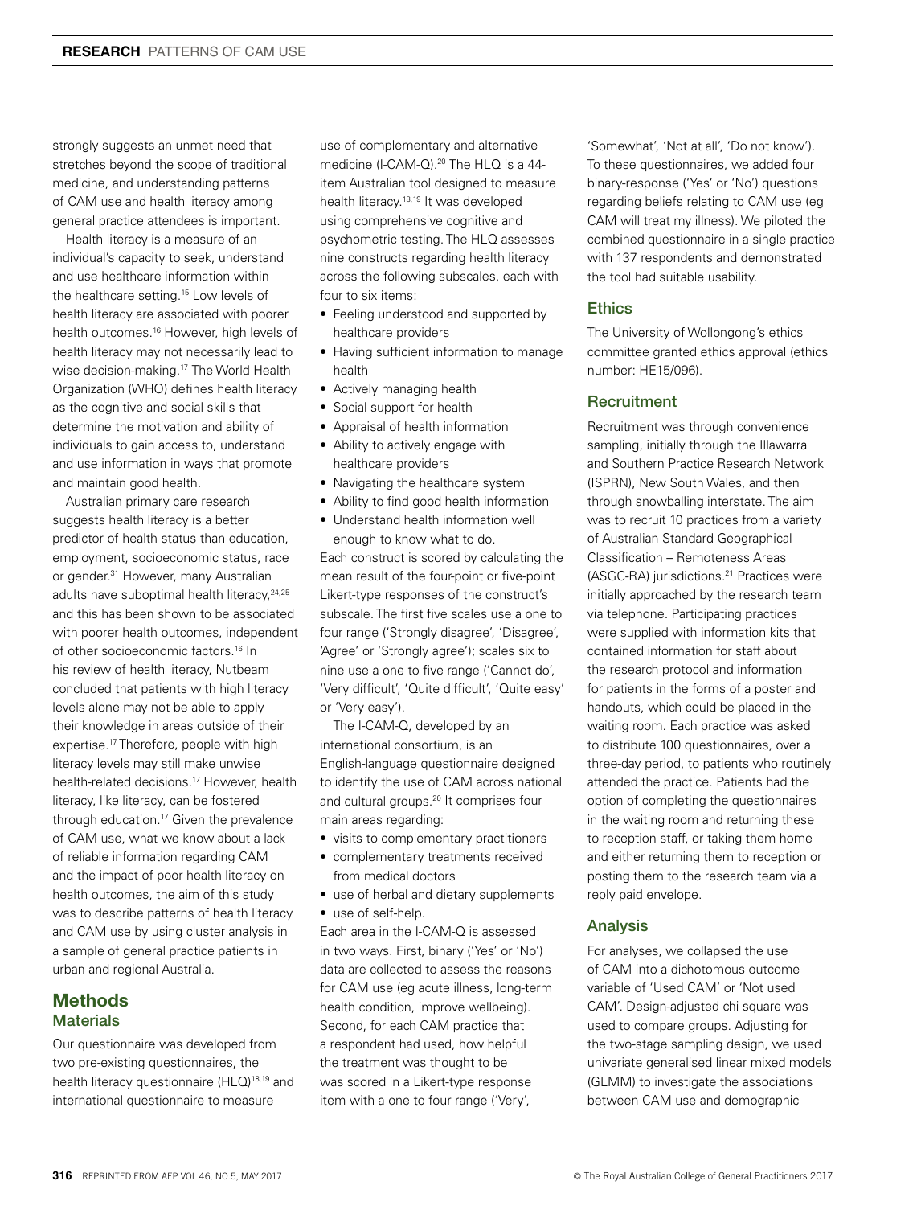strongly suggests an unmet need that stretches beyond the scope of traditional medicine, and understanding patterns of CAM use and health literacy among general practice attendees is important.

Health literacy is a measure of an individual's capacity to seek, understand and use healthcare information within the healthcare setting.[15] Low levels of health literacy are associated with poorer health outcomes.[16] However, high levels of health literacy may not necessarily lead to wise decision-making.[17] The World Health Organization (WHO) defines health literacy as the cognitive and social skills that determine the motivation and ability of individuals to gain access to, understand and use information in ways that promote and maintain good health.

Australian primary care research suggests health literacy is a better predictor of health status than education, employment, socioeconomic status, race or gender.[31] However, many Australian adults have suboptimal health literacy,[24,25] and this has been shown to be associated with poorer health outcomes, independent of other socioeconomic factors.[16] In his review of health literacy, Nutbeam concluded that patients with high literacy levels alone may not be able to apply their knowledge in areas outside of their expertise.[17] Therefore, people with high literacy levels may still make unwise health-related decisions.[17] However, health literacy, like literacy, can be fostered through education.[17] Given the prevalence of CAM use, what we know about a lack of reliable information regarding CAM and the impact of poor health literacy on health outcomes, the aim of this study was to describe patterns of health literacy and CAM use by using cluster analysis in a sample of general practice patients in urban and regional Australia.

## Methods

### Materials

Our questionnaire was developed from two pre-existing questionnaires, the health literacy questionnaire (HLQ)[18,19] and international questionnaire to measure use of complementary and alternative medicine (I-CAM-Q).[20] The HLQ is a 44-item Australian tool designed to measure health literacy.[18,19] It was developed using comprehensive cognitive and psychometric testing. The HLQ assesses nine constructs regarding health literacy across the following subscales, each with four to six items:

- Feeling understood and supported by healthcare providers
- Having sufficient information to manage health
- Actively managing health
- Social support for health
- Appraisal of health information
- Ability to actively engage with healthcare providers
- Navigating the healthcare system
- Ability to find good health information
- Understand health information well enough to know what to do.

Each construct is scored by calculating the mean result of the four-point or five-point Likert-type responses of the construct's subscale. The first five scales use a one to four range ('Strongly disagree', 'Disagree', 'Agree' or 'Strongly agree'); scales six to nine use a one to five range ('Cannot do', 'Very difficult', 'Quite difficult', 'Quite easy' or 'Very easy').

The I-CAM-Q, developed by an international consortium, is an English-language questionnaire designed to identify the use of CAM across national and cultural groups.[20] It comprises four main areas regarding:

- visits to complementary practitioners
- complementary treatments received from medical doctors
- use of herbal and dietary supplements
- use of self-help.

Each area in the I-CAM-Q is assessed in two ways. First, binary ('Yes' or 'No') data are collected to assess the reasons for CAM use (eg acute illness, long-term health condition, improve wellbeing). Second, for each CAM practice that a respondent had used, how helpful the treatment was thought to be was scored in a Likert-type response item with a one to four range ('Very', 'Somewhat', 'Not at all', 'Do not know'). To these questionnaires, we added four binary-response ('Yes' or 'No') questions regarding beliefs relating to CAM use (eg CAM will treat my illness). We piloted the combined questionnaire in a single practice with 137 respondents and demonstrated the tool had suitable usability.

### Ethics

The University of Wollongong's ethics committee granted ethics approval (ethics number: HE15/096).

### Recruitment

Recruitment was through convenience sampling, initially through the Illawarra and Southern Practice Research Network (ISPRN), New South Wales, and then through snowballing interstate. The aim was to recruit 10 practices from a variety of Australian Standard Geographical Classification – Remoteness Areas (ASGC-RA) jurisdictions.[21] Practices were initially approached by the research team via telephone. Participating practices were supplied with information kits that contained information for staff about the research protocol and information for patients in the forms of a poster and handouts, which could be placed in the waiting room. Each practice was asked to distribute 100 questionnaires, over a three-day period, to patients who routinely attended the practice. Patients had the option of completing the questionnaires in the waiting room and returning these to reception staff, or taking them home and either returning them to reception or posting them to the research team via a reply paid envelope.

### Analysis

For analyses, we collapsed the use of CAM into a dichotomous outcome variable of 'Used CAM' or 'Not used CAM'. Design-adjusted chi square was used to compare groups. Adjusting for the two-stage sampling design, we used univariate generalised linear mixed models (GLMM) to investigate the associations between CAM use and demographic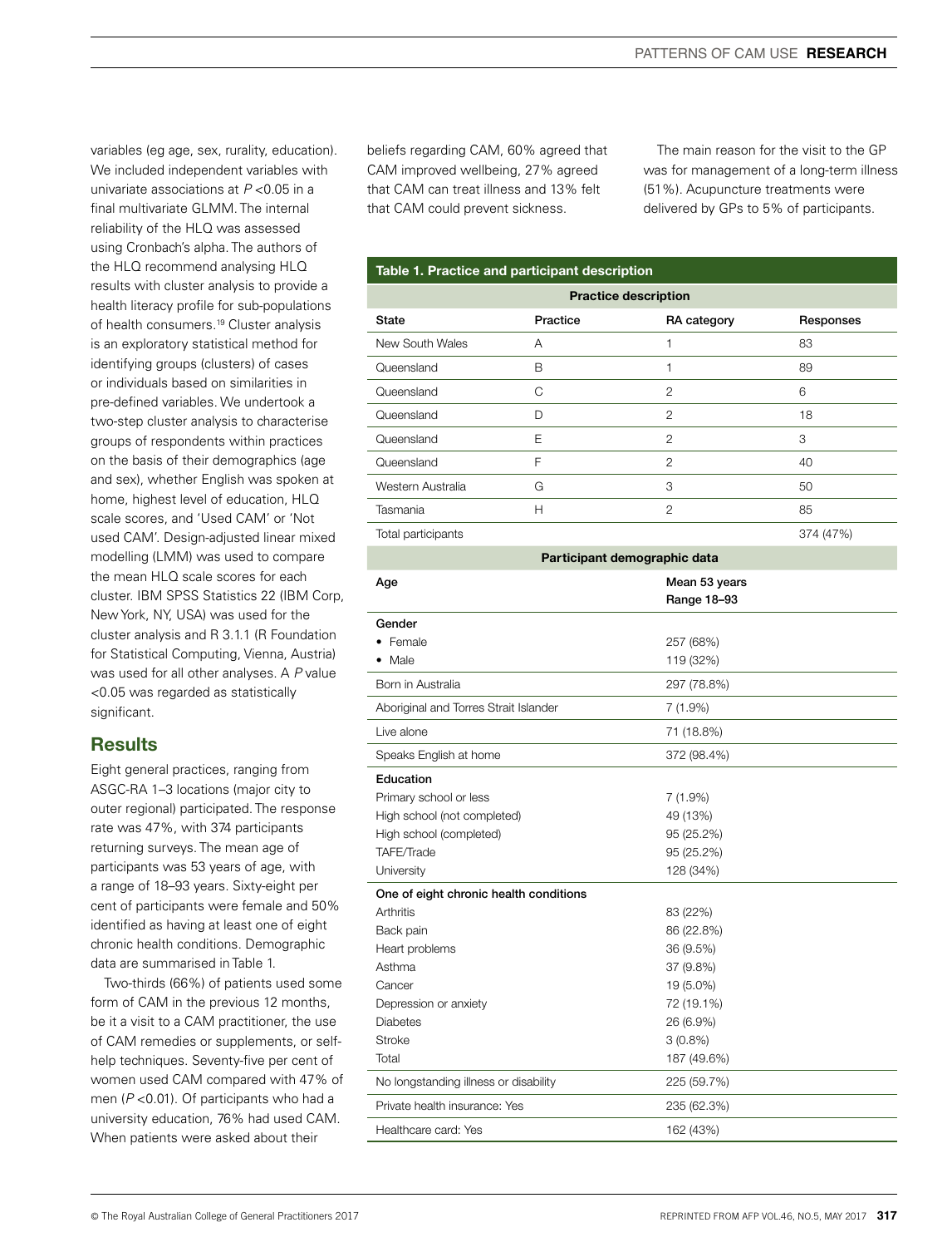variables (eg age, sex, rurality, education). We included independent variables with univariate associations at $P<0.05$ in a final multivariate GLMM. The internal reliability of the HLQ was assessed using Cronbach's alpha. The authors of the HLQ recommend analysing HLQ results with cluster analysis to provide a health literacy profile for sub-populations of health consumers.[19] Cluster analysis is an exploratory statistical method for identifying groups (clusters) of cases or individuals based on similarities in pre-defined variables. We undertook a two-step cluster analysis to characterise groups of respondents within practices on the basis of their demographics (age and sex), whether English was spoken at home, highest level of education, HLQ scale scores, and 'Used CAM' or 'Not used CAM'. Design-adjusted linear mixed modelling (LMM) was used to compare the mean HLQ scale scores for each cluster. IBM SPSS Statistics 22 (IBM Corp, New York, NY, USA) was used for the cluster analysis and R 3.1.1 (R Foundation for Statistical Computing, Vienna, Austria) was used for all other analyses. A $P$ value <0.05 was regarded as statistically significant.

## Results

Eight general practices, ranging from ASGC-RA 1–3 locations (major city to outer regional) participated. The response rate was 47%, with 374 participants returning surveys. The mean age of participants was 53 years of age, with a range of 18–93 years. Sixty-eight per cent of participants were female and 50% identified as having at least one of eight chronic health conditions. Demographic data are summarised in Table 1.

Two-thirds (66%) of patients used some form of CAM in the previous 12 months, be it a visit to a CAM practitioner, the use of CAM remedies or supplements, or self-help techniques. Seventy-five per cent of women used CAM compared with 47% of men ($P<0.01$). Of participants who had a university education, 76% had used CAM. When patients were asked about their beliefs regarding CAM, 60% agreed that CAM improved wellbeing, 27% agreed that CAM can treat illness and 13% felt that CAM could prevent sickness.

The main reason for the visit to the GP was for management of a long-term illness (51%). Acupuncture treatments were delivered by GPs to 5% of participants.

**Table 1. Practice and participant description**

| **Practice description** | | | |
|---|---|---|---|
| **State** | **Practice** | **RA category** | **Responses** |
| New South Wales | A | 1 | 83 |
| Queensland | B | 1 | 89 |
| Queensland | C | 2 | 6 |
| Queensland | D | 2 | 18 |
| Queensland | E | 2 | 3 |
| Queensland | F | 2 | 40 |
| Western Australia | G | 3 | 50 |
| Tasmania | H | 2 | 85 |
| Total participants | | | 374 (47%) |
| **Participant demographic data** | | | |
| **Age** | | **Mean 53 years Range 18–93** | |
| **Gender** | | | |
| • Female | | 257 (68%) | |
| • Male | | 119 (32%) | |
| Born in Australia | | 297 (78.8%) | |
| Aboriginal and Torres Strait Islander | | 7 (1.9%) | |
| Live alone | | 71 (18.8%) | |
| Speaks English at home | | 372 (98.4%) | |
| **Education** | | | |
| Primary school or less | | 7 (1.9%) | |
| High school (not completed) | | 49 (13%) | |
| High school (completed) | | 95 (25.2%) | |
| TAFE/Trade | | 95 (25.2%) | |
| University | | 128 (34%) | |
| **One of eight chronic health conditions** | | | |
| Arthritis | | 83 (22%) | |
| Back pain | | 86 (22.8%) | |
| Heart problems | | 36 (9.5%) | |
| Asthma | | 37 (9.8%) | |
| Cancer | | 19 (5.0%) | |
| Depression or anxiety | | 72 (19.1%) | |
| Diabetes | | 26 (6.9%) | |
| Stroke | | 3 (0.8%) | |
| Total | | 187 (49.6%) | |
| No longstanding illness or disability | | 225 (59.7%) | |
| Private health insurance: Yes | | 235 (62.3%) | |
| Healthcare card: Yes | | 162 (43%) | |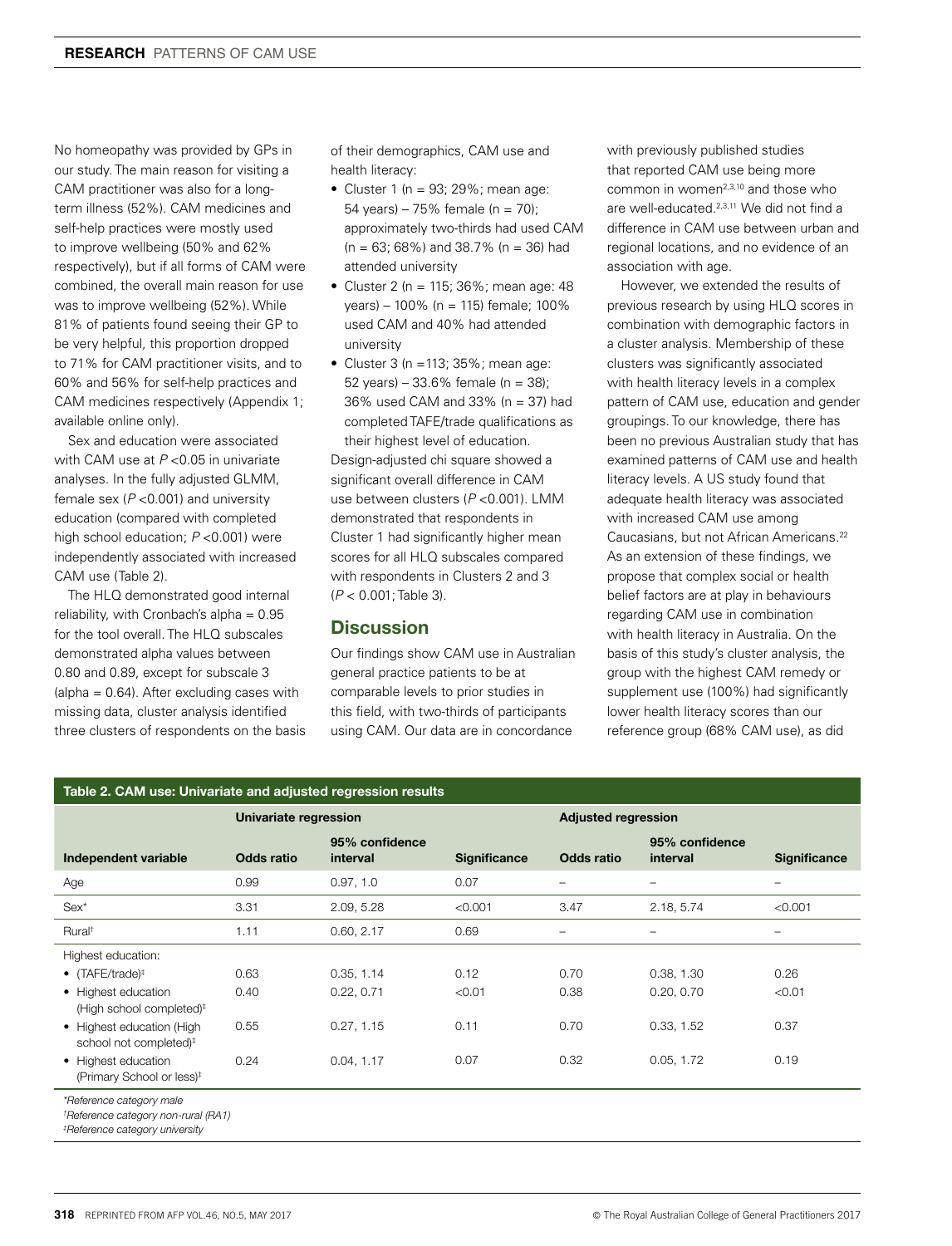No homeopathy was provided by GPs in our study. The main reason for visiting a CAM practitioner was also for a long-term illness (52%). CAM medicines and self-help practices were mostly used to improve wellbeing (50% and 62% respectively), but if all forms of CAM were combined, the overall main reason for use was to improve wellbeing (52%). While 81% of patients found seeing their GP to be very helpful, this proportion dropped to 71% for CAM practitioner visits, and to 60% and 56% for self-help practices and CAM medicines respectively (Appendix 1; available online only).

Sex and education were associated with CAM use at $P < 0.05$ in univariate analyses. In the fully adjusted GLMM, female sex ($P < 0.001$) and university education (compared with completed high school education; $P < 0.001$) were independently associated with increased CAM use (Table 2).

The HLQ demonstrated good internal reliability, with Cronbach's alpha = 0.95 for the tool overall. The HLQ subscales demonstrated alpha values between 0.80 and 0.89, except for subscale 3 (alpha = 0.64). After excluding cases with missing data, cluster analysis identified three clusters of respondents on the basis of their demographics, CAM use and health literacy:

- Cluster 1 (n = 93; 29%; mean age: 54 years) – 75% female (n = 70); approximately two-thirds had used CAM (n = 63; 68%) and 38.7% (n = 36) had attended university
- Cluster 2 (n = 115; 36%; mean age: 48 years) – 100% (n = 115) female; 100% used CAM and 40% had attended university
- Cluster 3 (n =113; 35%; mean age: 52 years) – 33.6% female (n = 38); 36% used CAM and 33% (n = 37) had completed TAFE/trade qualifications as their highest level of education.

Design-adjusted chi square showed a significant overall difference in CAM use between clusters ($P < 0.001$). LMM demonstrated that respondents in Cluster 1 had significantly higher mean scores for all HLQ subscales compared with respondents in Clusters 2 and 3 ($P < 0.001$; Table 3).

## Discussion

Our findings show CAM use in Australian general practice patients to be at comparable levels to prior studies in this field, with two-thirds of participants using CAM. Our data are in concordance with previously published studies that reported CAM use being more common in women[2,3,10] and those who are well-educated.[2,3,11] We did not find a difference in CAM use between urban and regional locations, and no evidence of an association with age.

However, we extended the results of previous research by using HLQ scores in combination with demographic factors in a cluster analysis. Membership of these clusters was significantly associated with health literacy levels in a complex pattern of CAM use, education and gender groupings. To our knowledge, there has been no previous Australian study that has examined patterns of CAM use and health literacy levels. A US study found that adequate health literacy was associated with increased CAM use among Caucasians, but not African Americans.[22] As an extension of these findings, we propose that complex social or health belief factors are at play in behaviours regarding CAM use in combination with health literacy in Australia. On the basis of this study's cluster analysis, the group with the highest CAM remedy or supplement use (100%) had significantly lower health literacy scores than our reference group (68% CAM use), as did

**Table 2. CAM use: Univariate and adjusted regression results**

| | Univariate regression | | | Adjusted regression | | |
|---|---|---|---|---|---|---|
| **Independent variable** | **Odds ratio** | **95% confidence interval** | **Significance** | **Odds ratio** | **95% confidence interval** | **Significance** |
| Age | 0.99 | 0.97, 1.0 | 0.07 | – | – | – |
| Sex* | 3.31 | 2.09, 5.28 | <0.001 | 3.47 | 2.18, 5.74 | <0.001 |
| Rural† | 1.11 | 0.60, 2.17 | 0.69 | – | – | – |
| Highest education: | | | | | | |
| • (TAFE/trade)‡ | 0.63 | 0.35, 1.14 | 0.12 | 0.70 | 0.38, 1.30 | 0.26 |
| • Highest education (High school completed)‡ | 0.40 | 0.22, 0.71 | <0.01 | 0.38 | 0.20, 0.70 | <0.01 |
| • Highest education (High school not completed)‡ | 0.55 | 0.27, 1.15 | 0.11 | 0.70 | 0.33, 1.52 | 0.37 |
| • Highest education (Primary School or less)‡ | 0.24 | 0.04, 1.17 | 0.07 | 0.32 | 0.05, 1.72 | 0.19 |

*Reference category male
†Reference category non-rural (RA1)
‡Reference category university*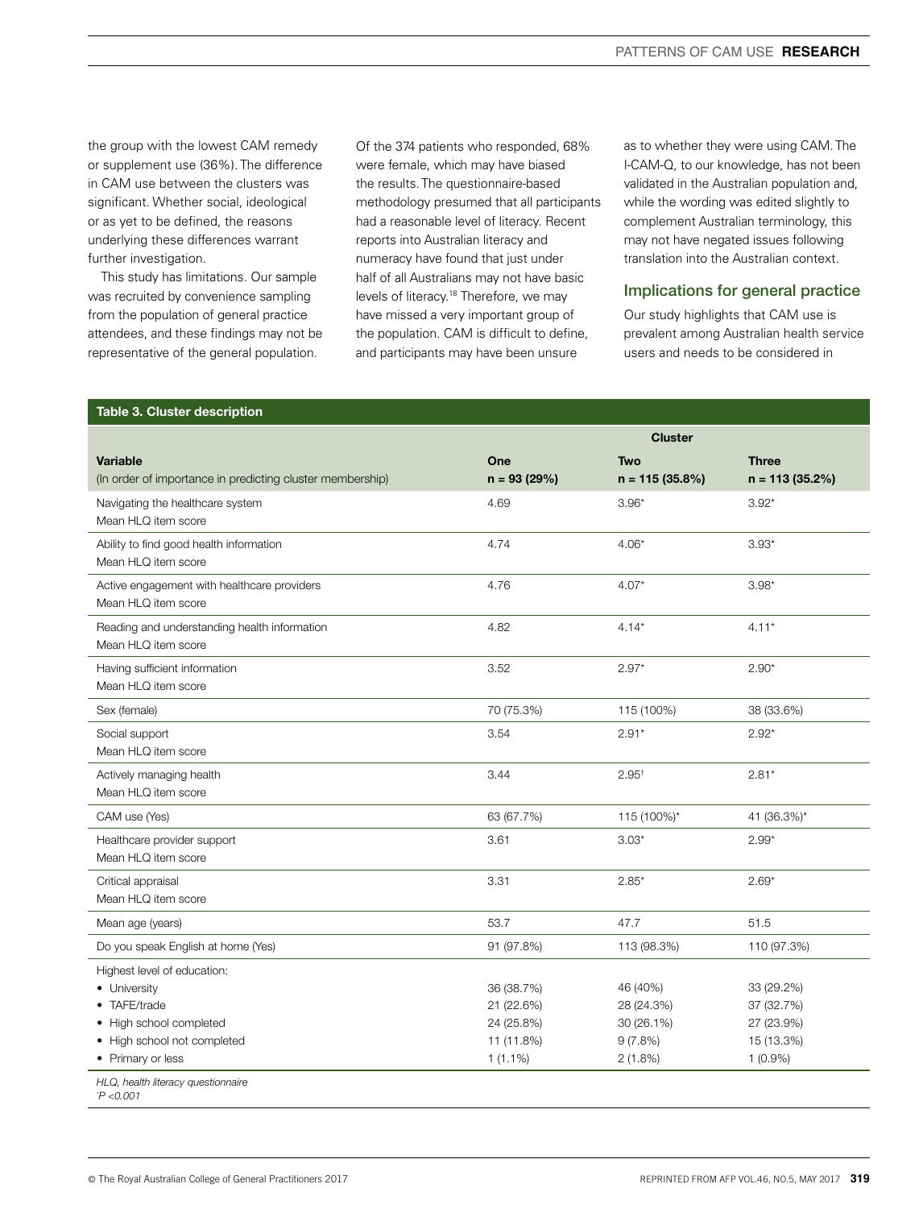the group with the lowest CAM remedy or supplement use (36%). The difference in CAM use between the clusters was significant. Whether social, ideological or as yet to be defined, the reasons underlying these differences warrant further investigation.

This study has limitations. Our sample was recruited by convenience sampling from the population of general practice attendees, and these findings may not be representative of the general population. Of the 374 patients who responded, 68% were female, which may have biased the results. The questionnaire-based methodology presumed that all participants had a reasonable level of literacy. Recent reports into Australian literacy and numeracy have found that just under half of all Australians may not have basic levels of literacy.[18] Therefore, we may have missed a very important group of the population. CAM is difficult to define, and participants may have been unsure as to whether they were using CAM. The I-CAM-Q, to our knowledge, has not been validated in the Australian population and, while the wording was edited slightly to complement Australian terminology, this may not have negated issues following translation into the Australian context.

## Implications for general practice

Our study highlights that CAM use is prevalent among Australian health service users and needs to be considered in

**Table 3. Cluster description**

| Variable (In order of importance in predicting cluster membership) | Cluster One n = 93 (29%) | Cluster Two n = 115 (35.8%) | Cluster Three n = 113 (35.2%) |
|---|---|---|---|
| Navigating the healthcare system Mean HLQ item score | 4.69 | 3.96* | 3.92* |
| Ability to find good health information Mean HLQ item score | 4.74 | 4.06* | 3.93* |
| Active engagement with healthcare providers Mean HLQ item score | 4.76 | 4.07* | 3.98* |
| Reading and understanding health information Mean HLQ item score | 4.82 | 4.14* | 4.11* |
| Having sufficient information Mean HLQ item score | 3.52 | 2.97* | 2.90* |
| Sex (female) | 70 (75.3%) | 115 (100%) | 38 (33.6%) |
| Social support Mean HLQ item score | 3.54 | 2.91* | 2.92* |
| Actively managing health Mean HLQ item score | 3.44 | 2.95† | 2.81* |
| CAM use (Yes) | 63 (67.7%) | 115 (100%)* | 41 (36.3%)* |
| Healthcare provider support Mean HLQ item score | 3.61 | 3.03* | 2.99* |
| Critical appraisal Mean HLQ item score | 3.31 | 2.85* | 2.69* |
| Mean age (years) | 53.7 | 47.7 | 51.5 |
| Do you speak English at home (Yes) | 91 (97.8%) | 113 (98.3%) | 110 (97.3%) |
| Highest level of education: | | | |
| • University | 36 (38.7%) | 46 (40%) | 33 (29.2%) |
| • TAFE/trade | 21 (22.6%) | 28 (24.3%) | 37 (32.7%) |
| • High school completed | 24 (25.8%) | 30 (26.1%) | 27 (23.9%) |
| • High school not completed | 11 (11.8%) | 9 (7.8%) | 15 (13.3%) |
| • Primary or less | 1 (1.1%) | 2 (1.8%) | 1 (0.9%) |

*HLQ, health literacy questionnaire*
*\*P <0.001*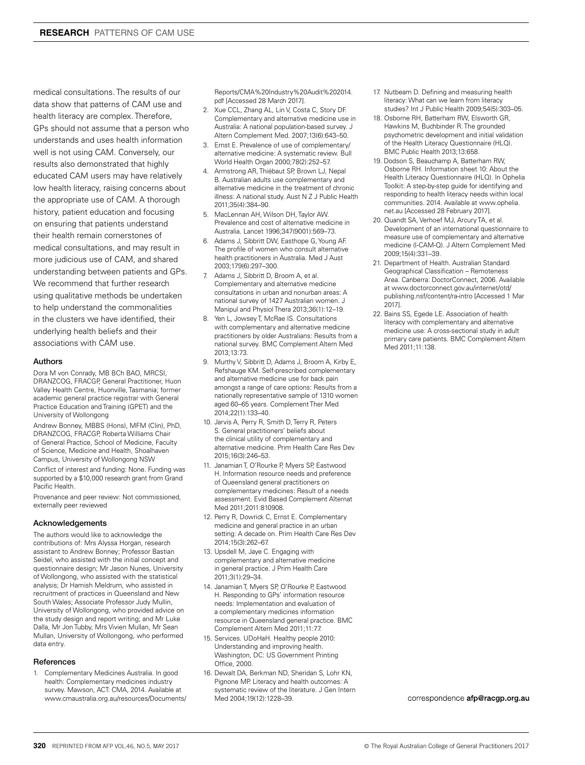medical consultations. The results of our data show that patterns of CAM use and health literacy are complex. Therefore, GPs should not assume that a person who understands and uses health information well is not using CAM. Conversely, our results also demonstrated that highly educated CAM users may have relatively low health literacy, raising concerns about the appropriate use of CAM. A thorough history, patient education and focusing on ensuring that patients understand their health remain cornerstones of medical consultations, and may result in more judicious use of CAM, and shared understanding between patients and GPs. We recommend that further research using qualitative methods be undertaken to help understand the commonalities in the clusters we have identified, their underlying health beliefs and their associations with CAM use.

### Authors

Dora M von Conrady, MB BCh BAO, MRCSI, DRANZCOG, FRACGP, General Practitioner, Huon Valley Health Centre, Huonville, Tasmania; former academic general practice registrar with General Practice Education and Training (GPET) and the University of Wollongong

Andrew Bonney, MBBS (Hons), MFM (Clin), PhD, DRANZCOG, FRACGP, Roberta Williams Chair of General Practice, School of Medicine, Faculty of Science, Medicine and Health, Shoalhaven Campus, University of Wollongong NSW

Conflict of interest and funding: None. Funding was supported by a $10,000 research grant from Grand Pacific Health.

Provenance and peer review: Not commissioned, externally peer reviewed

### Acknowledgements

The authors would like to acknowledge the contributions of: Mrs Alyssa Horgan, research assistant to Andrew Bonney; Professor Bastian Seidel, who assisted with the initial concept and questionnaire design; Mr Jason Nunes, University of Wollongong, who assisted with the statistical analysis; Dr Hamish Meldrum, who assisted in recruitment of practices in Queensland and New South Wales; Associate Professor Judy Mullin, University of Wollongong, who provided advice on the study design and report writing; and Mr Luke Dalla, Mr Jon Tubby, Mrs Vivien Mullan, Mr Sean Mullan, University of Wollongong, who performed data entry.

### References

1. Complementary Medicines Australia. In good health: Complementary medicines industry survey. Mawson, ACT: CMA, 2014. Available at www.cmaustralia.org.au/resources/Documents/Reports/CMA%20Industry%20Audit%202014.pdf [Accessed 28 March 2017].
2. Xue CCL, Zhang AL, Lin V, Costa C, Story DF. Complementary and alternative medicine use in Australia: A national population-based survey. J Altern Complement Med. 2007;13(6):643–50.
3. Ernst E. Prevalence of use of complementary/alternative medicine: A systematic review. Bull World Health Organ 2000;78(2):252–57.
4. Armstrong AR, Thiébaut SP, Brown LJ, Nepal B. Australian adults use complementary and alternative medicine in the treatment of chronic illness: A national study. Aust N Z J Public Health 2011;35(4):384–90.
5. MacLennan AH, Wilson DH, Taylor AW. Prevalence and cost of alternative medicine in Australia. Lancet 1996;347(9001):569–73.
6. Adams J, Sibbritt DW, Easthope G, Young AF. The profile of women who consult alternative health practitioners in Australia. Med J Aust 2003;179(6):297–300.
7. Adams J, Sibbritt D, Broom A, et al. Complementary and alternative medicine consultations in urban and nonurban areas: A national survey of 1427 Australian women. J Manipul and Physiol Thera 2013;36(1):12–19.
8. Yen L, Jowsey T, McRae IS. Consultations with complementary and alternative medicine practitioners by older Australians: Results from a national survey. BMC Complement Altern Med 2013;13:73.
9. Murthy V, Sibbritt D, Adams J, Broom A, Kirby E, Refshauge KM. Self-prescribed complementary and alternative medicine use for back pain amongst a range of care options: Results from a nationally representative sample of 1310 women aged 60–65 years. Complement Ther Med 2014;22(1):133–40.
10. Jarvis A, Perry R, Smith D, Terry R, Peters S. General practitioners' beliefs about the clinical utility of complementary and alternative medicine. Prim Health Care Res Dev 2015;16(3):246–53.
11. Janamian T, O'Rourke P, Myers SP, Eastwood H. Information resource needs and preference of Queensland general practitioners on complementary medicines: Result of a needs assessment. Evid Based Complement Alternat Med 2011;2011:810908.
12. Perry R, Dowrick C, Ernst E. Complementary medicine and general practice in an urban setting: A decade on. Prim Health Care Res Dev 2014;15(3):262–67.
13. Upsdell M, Jaye C. Engaging with complementary and alternative medicine in general practice. J Prim Health Care 2011;3(1):29–34.
14. Janamian T, Myers SP, O'Rourke P, Eastwood H. Responding to GPs' information resource needs: Implementation and evaluation of a complementary medicines information resource in Queensland general practice. BMC Complement Altern Med 2011;11:77.
15. Services. UDoHaH. Healthy people 2010: Understanding and improving health. Washington, DC: US Government Printing Office, 2000.
16. Dewalt DA, Berkman ND, Sheridan S, Lohr KN, Pignone MP. Literacy and health outcomes: A systematic review of the literature. J Gen Intern Med 2004;19(12):1228–39.
17. Nutbeam D. Defining and measuring health literacy: What can we learn from literacy studies? Int J Public Health 2009;54(5):303–05.
18. Osborne RH, Batterham RW, Elsworth GR, Hawkins M, Buchbinder R. The grounded psychometric development and initial validation of the Health Literacy Questionnaire (HLQ). BMC Public Health 2013;13:658.
19. Dodson S, Beauchamp A, Batterham RW, Osborne RH. Information sheet 10: About the Health Literacy Questionnaire (HLQ). In Ophelia Toolkit: A step-by-step guide for identifying and responding to health literacy needs within local communities. 2014. Available at www.ophelia.net.au [Accessed 28 February 2017].
20. Quandt SA, Verhoef MJ, Arcury TA, et al. Development of an international questionnaire to measure use of complementary and alternative medicine (I-CAM-Q). J Altern Complement Med 2009;15(4):331–39.
21. Department of Health. Australian Standard Geographical Classification – Remoteness Area. Canberra: DoctorConnect, 2006. Available at www.doctorconnect.gov.au/internet/otd/publishing.nsf/content/ra-intro [Accessed 1 Mar 2017].
22. Bains SS, Egede LE. Association of health literacy with complementary and alternative medicine use: A cross-sectional study in adult primary care patients. BMC Complement Altern Med 2011;11:138.

correspondence **afp@racgp.org.au**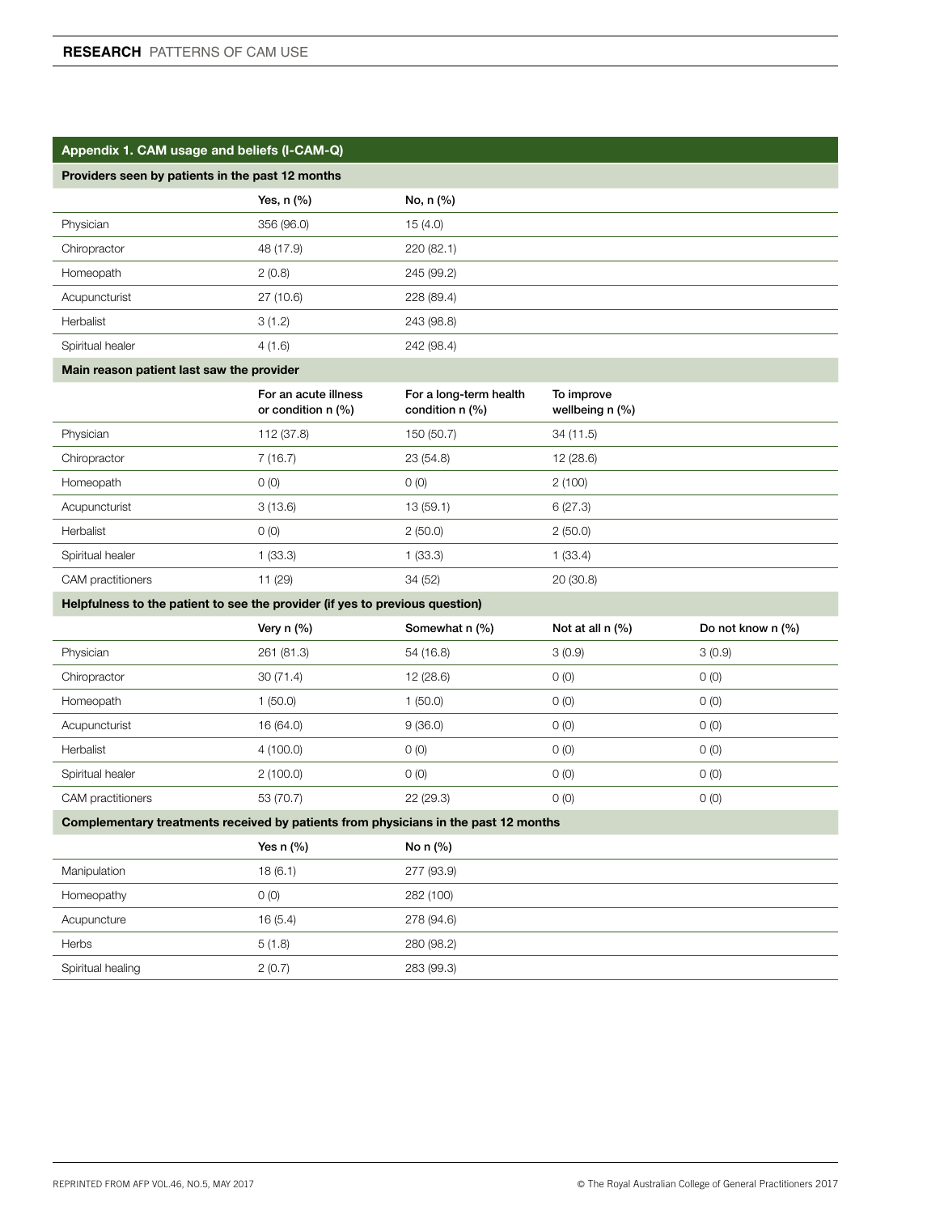## Appendix 1. CAM usage and beliefs (I-CAM-Q)

**Providers seen by patients in the past 12 months**

| | Yes, n (%) | No, n (%) |
|---|---|---|
| Physician | 356 (96.0) | 15 (4.0) |
| Chiropractor | 48 (17.9) | 220 (82.1) |
| Homeopath | 2 (0.8) | 245 (99.2) |
| Acupuncturist | 27 (10.6) | 228 (89.4) |
| Herbalist | 3 (1.2) | 243 (98.8) |
| Spiritual healer | 4 (1.6) | 242 (98.4) |

**Main reason patient last saw the provider**

| | For an acute illness or condition n (%) | For a long-term health condition n (%) | To improve wellbeing n (%) |
|---|---|---|---|
| Physician | 112 (37.8) | 150 (50.7) | 34 (11.5) |
| Chiropractor | 7 (16.7) | 23 (54.8) | 12 (28.6) |
| Homeopath | 0 (0) | 0 (0) | 2 (100) |
| Acupuncturist | 3 (13.6) | 13 (59.1) | 6 (27.3) |
| Herbalist | 0 (0) | 2 (50.0) | 2 (50.0) |
| Spiritual healer | 1 (33.3) | 1 (33.3) | 1 (33.4) |
| CAM practitioners | 11 (29) | 34 (52) | 20 (30.8) |

**Helpfulness to the patient to see the provider (if yes to previous question)**

| | Very n (%) | Somewhat n (%) | Not at all n (%) | Do not know n (%) |
|---|---|---|---|---|
| Physician | 261 (81.3) | 54 (16.8) | 3 (0.9) | 3 (0.9) |
| Chiropractor | 30 (71.4) | 12 (28.6) | 0 (0) | 0 (0) |
| Homeopath | 1 (50.0) | 1 (50.0) | 0 (0) | 0 (0) |
| Acupuncturist | 16 (64.0) | 9 (36.0) | 0 (0) | 0 (0) |
| Herbalist | 4 (100.0) | 0 (0) | 0 (0) | 0 (0) |
| Spiritual healer | 2 (100.0) | 0 (0) | 0 (0) | 0 (0) |
| CAM practitioners | 53 (70.7) | 22 (29.3) | 0 (0) | 0 (0) |

**Complementary treatments received by patients from physicians in the past 12 months**

| | Yes n (%) | No n (%) |
|---|---|---|
| Manipulation | 18 (6.1) | 277 (93.9) |
| Homeopathy | 0 (0) | 282 (100) |
| Acupuncture | 16 (5.4) | 278 (94.6) |
| Herbs | 5 (1.8) | 280 (98.2) |
| Spiritual healing | 2 (0.7) | 283 (99.3) |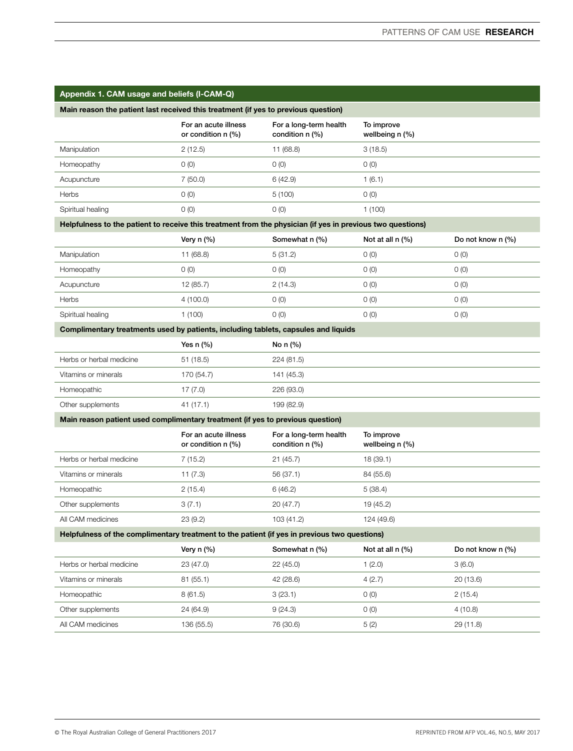**Appendix 1. CAM usage and beliefs (I-CAM-Q)**

| Main reason the patient last received this treatment (if yes to previous question) | | | | |
|---|---|---|---|---|
| | For an acute illness or condition n (%) | For a long-term health condition n (%) | To improve wellbeing n (%) | |
| Manipulation | 2 (12.5) | 11 (68.8) | 3 (18.5) | |
| Homeopathy | 0 (0) | 0 (0) | 0 (0) | |
| Acupuncture | 7 (50.0) | 6 (42.9) | 1 (6.1) | |
| Herbs | 0 (0) | 5 (100) | 0 (0) | |
| Spiritual healing | 0 (0) | 0 (0) | 1 (100) | |
| **Helpfulness to the patient to receive this treatment from the physician (if yes in previous two questions)** | | | | |
| | Very n (%) | Somewhat n (%) | Not at all n (%) | Do not know n (%) |
| Manipulation | 11 (68.8) | 5 (31.2) | 0 (0) | 0 (0) |
| Homeopathy | 0 (0) | 0 (0) | 0 (0) | 0 (0) |
| Acupuncture | 12 (85.7) | 2 (14.3) | 0 (0) | 0 (0) |
| Herbs | 4 (100.0) | 0 (0) | 0 (0) | 0 (0) |
| Spiritual healing | 1 (100) | 0 (0) | 0 (0) | 0 (0) |
| **Complimentary treatments used by patients, including tablets, capsules and liquids** | | | | |
| | Yes n (%) | No n (%) | | |
| Herbs or herbal medicine | 51 (18.5) | 224 (81.5) | | |
| Vitamins or minerals | 170 (54.7) | 141 (45.3) | | |
| Homeopathic | 17 (7.0) | 226 (93.0) | | |
| Other supplements | 41 (17.1) | 199 (82.9) | | |
| **Main reason patient used complimentary treatment (if yes to previous question)** | | | | |
| | For an acute illness or condition n (%) | For a long-term health condition n (%) | To improve wellbeing n (%) | |
| Herbs or herbal medicine | 7 (15.2) | 21 (45.7) | 18 (39.1) | |
| Vitamins or minerals | 11 (7.3) | 56 (37.1) | 84 (55.6) | |
| Homeopathic | 2 (15.4) | 6 (46.2) | 5 (38.4) | |
| Other supplements | 3 (7.1) | 20 (47.7) | 19 (45.2) | |
| All CAM medicines | 23 (9.2) | 103 (41.2) | 124 (49.6) | |
| **Helpfulness of the complimentary treatment to the patient (if yes in previous two questions)** | | | | |
| | Very n (%) | Somewhat n (%) | Not at all n (%) | Do not know n (%) |
| Herbs or herbal medicine | 23 (47.0) | 22 (45.0) | 1 (2.0) | 3 (6.0) |
| Vitamins or minerals | 81 (55.1) | 42 (28.6) | 4 (2.7) | 20 (13.6) |
| Homeopathic | 8 (61.5) | 3 (23.1) | 0 (0) | 2 (15.4) |
| Other supplements | 24 (64.9) | 9 (24.3) | 0 (0) | 4 (10.8) |
| All CAM medicines | 136 (55.5) | 76 (30.6) | 5 (2) | 29 (11.8) |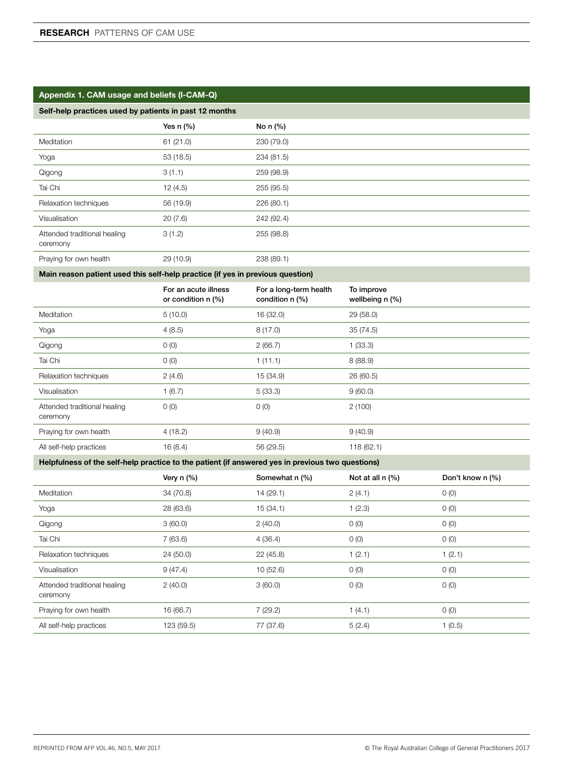## Appendix 1. CAM usage and beliefs (I-CAM-Q)

**Self-help practices used by patients in past 12 months**

| | Yes n (%) | No n (%) |
|---|---|---|
| Meditation | 61 (21.0) | 230 (79.0) |
| Yoga | 53 (18.5) | 234 (81.5) |
| Qigong | 3 (1.1) | 259 (98.9) |
| Tai Chi | 12 (4.5) | 255 (95.5) |
| Relaxation techniques | 56 (19.9) | 226 (80.1) |
| Visualisation | 20 (7.6) | 242 (92.4) |
| Attended traditional healing ceremony | 3 (1.2) | 255 (98.8) |
| Praying for own health | 29 (10.9) | 238 (89.1) |

**Main reason patient used this self-help practice (if yes in previous question)**

| | For an acute illness or condition n (%) | For a long-term health condition n (%) | To improve wellbeing n (%) |
|---|---|---|---|
| Meditation | 5 (10.0) | 16 (32.0) | 29 (58.0) |
| Yoga | 4 (8.5) | 8 (17.0) | 35 (74.5) |
| Qigong | 0 (0) | 2 (66.7) | 1 (33.3) |
| Tai Chi | 0 (0) | 1 (11.1) | 8 (88.9) |
| Relaxation techniques | 2 (4.6) | 15 (34.9) | 26 (60.5) |
| Visualisation | 1 (6.7) | 5 (33.3) | 9 (60.0) |
| Attended traditional healing ceremony | 0 (0) | 0 (0) | 2 (100) |
| Praying for own health | 4 (18.2) | 9 (40.9) | 9 (40.9) |
| All self-help practices | 16 (8.4) | 56 (29.5) | 118 (62.1) |

**Helpfulness of the self-help practice to the patient (if answered yes in previous two questions)**

| | Very n (%) | Somewhat n (%) | Not at all n (%) | Don't know n (%) |
|---|---|---|---|---|
| Meditation | 34 (70.8) | 14 (29.1) | 2 (4.1) | 0 (0) |
| Yoga | 28 (63.6) | 15 (34.1) | 1 (2.3) | 0 (0) |
| Qigong | 3 (60.0) | 2 (40.0) | 0 (0) | 0 (0) |
| Tai Chi | 7 (63.6) | 4 (36.4) | 0 (0) | 0 (0) |
| Relaxation techniques | 24 (50.0) | 22 (45.8) | 1 (2.1) | 1 (2.1) |
| Visualisation | 9 (47.4) | 10 (52.6) | 0 (0) | 0 (0) |
| Attended traditional healing ceremony | 2 (40.0) | 3 (60.0) | 0 (0) | 0 (0) |
| Praying for own health | 16 (66.7) | 7 (29.2) | 1 (4.1) | 0 (0) |
| All self-help practices | 123 (59.5) | 77 (37.6) | 5 (2.4) | 1 (0.5) |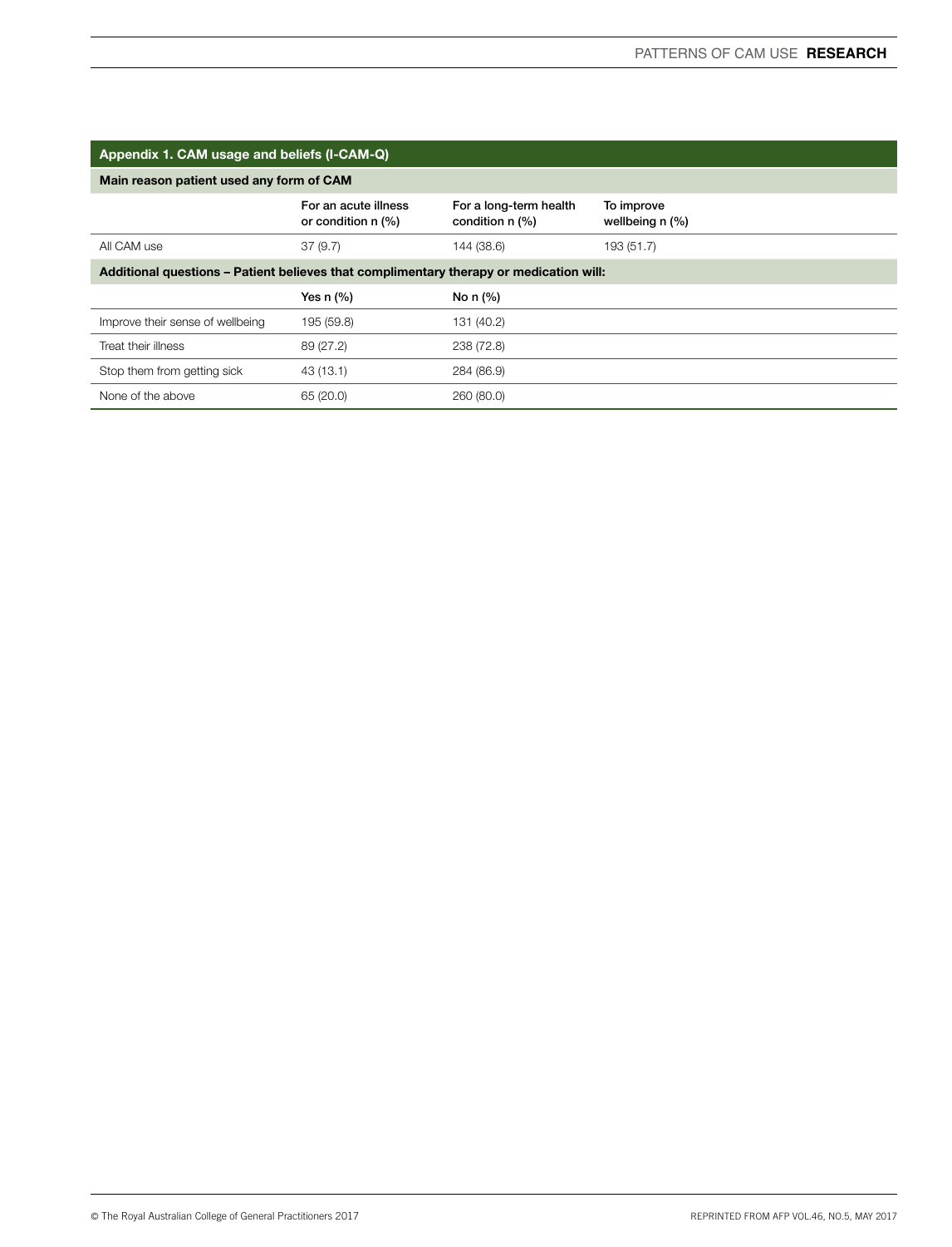**Appendix 1. CAM usage and beliefs (I-CAM-Q)**

| Main reason patient used any form of CAM | | | |
|---|---|---|---|
| | For an acute illness or condition n (%) | For a long-term health condition n (%) | To improve wellbeing n (%) |
| All CAM use | 37 (9.7) | 144 (38.6) | 193 (51.7) |
| **Additional questions – Patient believes that complimentary therapy or medication will:** | | | |
| | Yes n (%) | No n (%) | |
| Improve their sense of wellbeing | 195 (59.8) | 131 (40.2) | |
| Treat their illness | 89 (27.2) | 238 (72.8) | |
| Stop them from getting sick | 43 (13.1) | 284 (86.9) | |
| None of the above | 65 (20.0) | 260 (80.0) | |